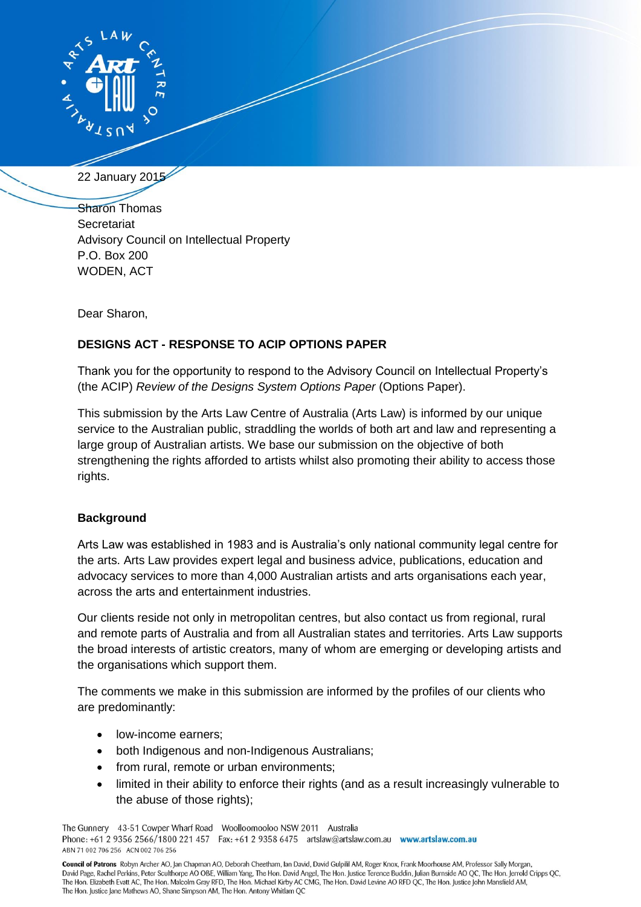22 January 2015

Sharon Thomas
Secretariat
Advisory Council on Intellectual Property
P.O. Box 200
WODEN, ACT

Dear Sharon,

**DESIGNS ACT - RESPONSE TO ACIP OPTIONS PAPER**

Thank you for the opportunity to respond to the Advisory Council on Intellectual Property's (the ACIP) *Review of the Designs System Options Paper* (Options Paper).

This submission by the Arts Law Centre of Australia (Arts Law) is informed by our unique service to the Australian public, straddling the worlds of both art and law and representing a large group of Australian artists. We base our submission on the objective of both strengthening the rights afforded to artists whilst also promoting their ability to access those rights.

## Background

Arts Law was established in 1983 and is Australia's only national community legal centre for the arts. Arts Law provides expert legal and business advice, publications, education and advocacy services to more than 4,000 Australian artists and arts organisations each year, across the arts and entertainment industries.

Our clients reside not only in metropolitan centres, but also contact us from regional, rural and remote parts of Australia and from all Australian states and territories. Arts Law supports the broad interests of artistic creators, many of whom are emerging or developing artists and the organisations which support them.

The comments we make in this submission are informed by the profiles of our clients who are predominantly:

- low-income earners;
- both Indigenous and non-Indigenous Australians;
- from rural, remote or urban environments;
- limited in their ability to enforce their rights (and as a result increasingly vulnerable to the abuse of those rights);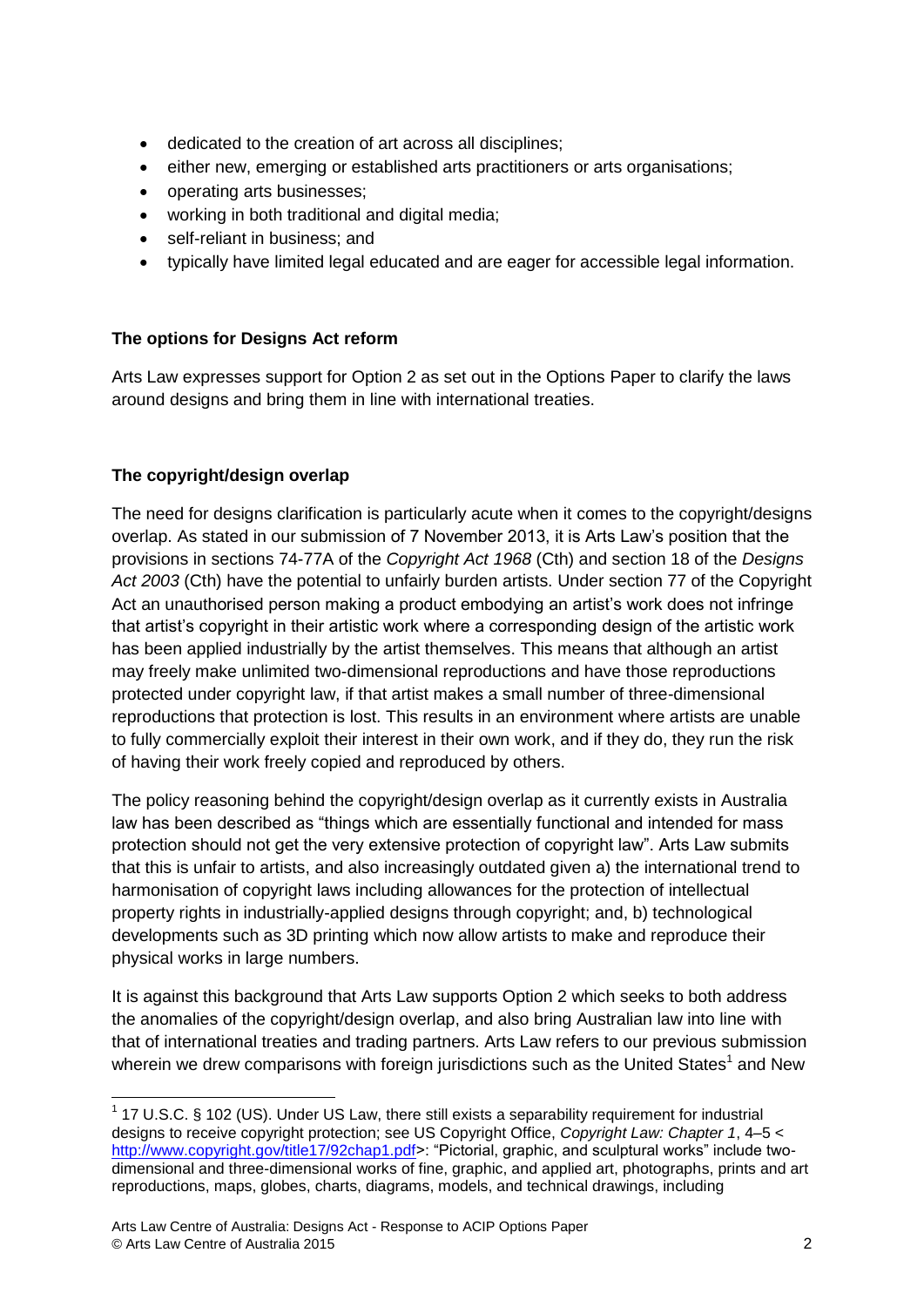- dedicated to the creation of art across all disciplines;
- either new, emerging or established arts practitioners or arts organisations;
- operating arts businesses;
- working in both traditional and digital media;
- self-reliant in business; and
- typically have limited legal educated and are eager for accessible legal information.

**The options for Designs Act reform**

Arts Law expresses support for Option 2 as set out in the Options Paper to clarify the laws around designs and bring them in line with international treaties.

**The copyright/design overlap**

The need for designs clarification is particularly acute when it comes to the copyright/designs overlap. As stated in our submission of 7 November 2013, it is Arts Law's position that the provisions in sections 74-77A of the *Copyright Act 1968* (Cth) and section 18 of the *Designs Act 2003* (Cth) have the potential to unfairly burden artists. Under section 77 of the Copyright Act an unauthorised person making a product embodying an artist's work does not infringe that artist's copyright in their artistic work where a corresponding design of the artistic work has been applied industrially by the artist themselves. This means that although an artist may freely make unlimited two-dimensional reproductions and have those reproductions protected under copyright law, if that artist makes a small number of three-dimensional reproductions that protection is lost. This results in an environment where artists are unable to fully commercially exploit their interest in their own work, and if they do, they run the risk of having their work freely copied and reproduced by others.

The policy reasoning behind the copyright/design overlap as it currently exists in Australia law has been described as "things which are essentially functional and intended for mass protection should not get the very extensive protection of copyright law". Arts Law submits that this is unfair to artists, and also increasingly outdated given a) the international trend to harmonisation of copyright laws including allowances for the protection of intellectual property rights in industrially-applied designs through copyright; and, b) technological developments such as 3D printing which now allow artists to make and reproduce their physical works in large numbers.

It is against this background that Arts Law supports Option 2 which seeks to both address the anomalies of the copyright/design overlap, and also bring Australian law into line with that of international treaties and trading partners. Arts Law refers to our previous submission wherein we drew comparisons with foreign jurisdictions such as the United States[1] and New

[1] 17 U.S.C. § 102 (US). Under US Law, there still exists a separability requirement for industrial designs to receive copyright protection; see US Copyright Office, *Copyright Law: Chapter 1*, 4–5 < http://www.copyright.gov/title17/92chap1.pdf>: "Pictorial, graphic, and sculptural works" include two-dimensional and three-dimensional works of fine, graphic, and applied art, photographs, prints and art reproductions, maps, globes, charts, diagrams, models, and technical drawings, including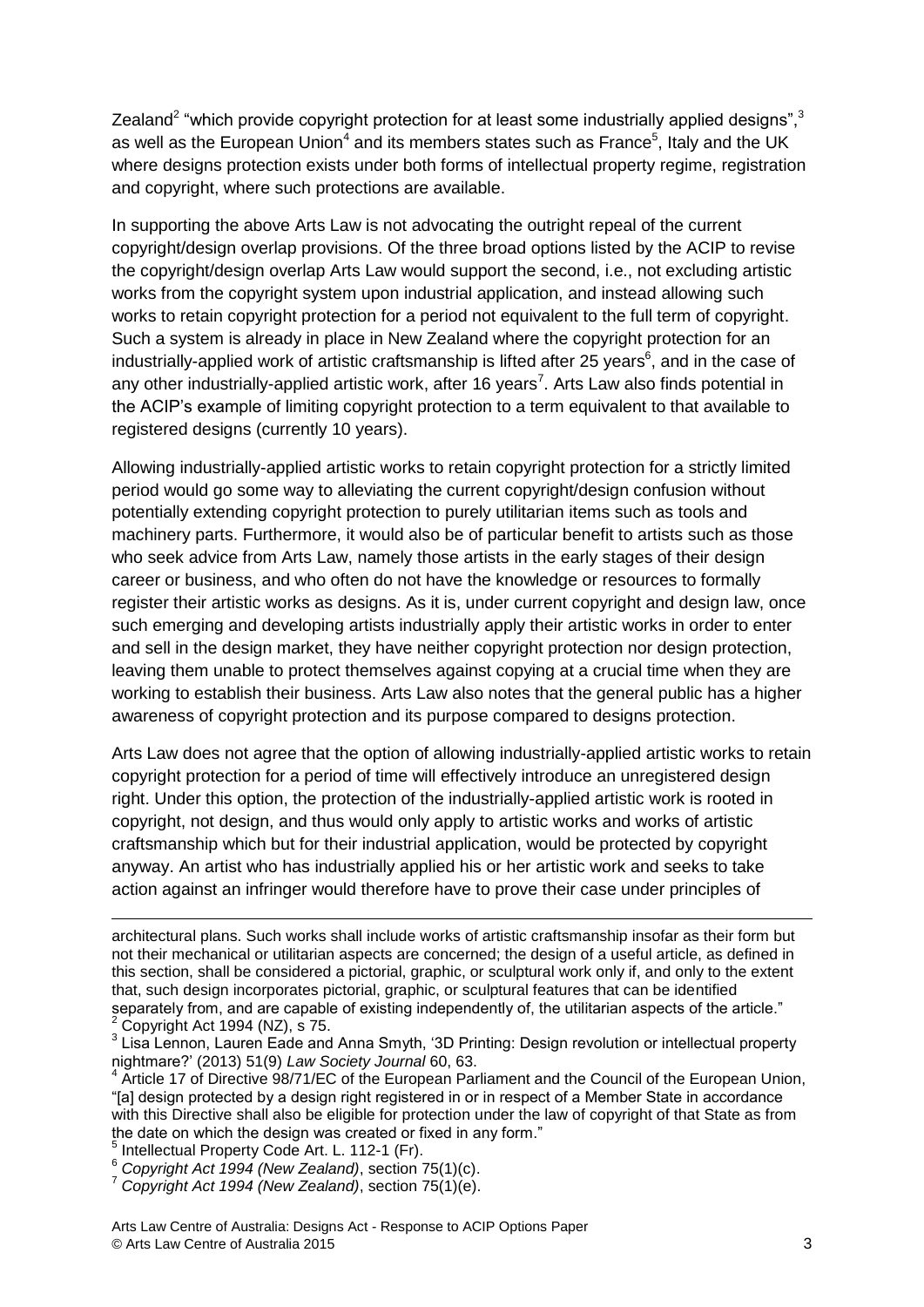Zealand[2] "which provide copyright protection for at least some industrially applied designs",[3] as well as the European Union[4] and its members states such as France[5], Italy and the UK where designs protection exists under both forms of intellectual property regime, registration and copyright, where such protections are available.

In supporting the above Arts Law is not advocating the outright repeal of the current copyright/design overlap provisions. Of the three broad options listed by the ACIP to revise the copyright/design overlap Arts Law would support the second, i.e., not excluding artistic works from the copyright system upon industrial application, and instead allowing such works to retain copyright protection for a period not equivalent to the full term of copyright. Such a system is already in place in New Zealand where the copyright protection for an industrially-applied work of artistic craftsmanship is lifted after 25 years[6], and in the case of any other industrially-applied artistic work, after 16 years[7]. Arts Law also finds potential in the ACIP's example of limiting copyright protection to a term equivalent to that available to registered designs (currently 10 years).

Allowing industrially-applied artistic works to retain copyright protection for a strictly limited period would go some way to alleviating the current copyright/design confusion without potentially extending copyright protection to purely utilitarian items such as tools and machinery parts. Furthermore, it would also be of particular benefit to artists such as those who seek advice from Arts Law, namely those artists in the early stages of their design career or business, and who often do not have the knowledge or resources to formally register their artistic works as designs. As it is, under current copyright and design law, once such emerging and developing artists industrially apply their artistic works in order to enter and sell in the design market, they have neither copyright protection nor design protection, leaving them unable to protect themselves against copying at a crucial time when they are working to establish their business. Arts Law also notes that the general public has a higher awareness of copyright protection and its purpose compared to designs protection.

Arts Law does not agree that the option of allowing industrially-applied artistic works to retain copyright protection for a period of time will effectively introduce an unregistered design right. Under this option, the protection of the industrially-applied artistic work is rooted in copyright, not design, and thus would only apply to artistic works and works of artistic craftsmanship which but for their industrial application, would be protected by copyright anyway. An artist who has industrially applied his or her artistic work and seeks to take action against an infringer would therefore have to prove their case under principles of

---

architectural plans. Such works shall include works of artistic craftsmanship insofar as their form but not their mechanical or utilitarian aspects are concerned; the design of a useful article, as defined in this section, shall be considered a pictorial, graphic, or sculptural work only if, and only to the extent that, such design incorporates pictorial, graphic, or sculptural features that can be identified separately from, and are capable of existing independently of, the utilitarian aspects of the article."

[2] Copyright Act 1994 (NZ), s 75.

[3] Lisa Lennon, Lauren Eade and Anna Smyth, '3D Printing: Design revolution or intellectual property nightmare?' (2013) 51(9) *Law Society Journal* 60, 63.

[4] Article 17 of Directive 98/71/EC of the European Parliament and the Council of the European Union, "[a] design protected by a design right registered in or in respect of a Member State in accordance with this Directive shall also be eligible for protection under the law of copyright of that State as from the date on which the design was created or fixed in any form."

[5] Intellectual Property Code Art. L. 112-1 (Fr).

[6] *Copyright Act 1994 (New Zealand)*, section 75(1)(c).

[7] *Copyright Act 1994 (New Zealand)*, section 75(1)(e).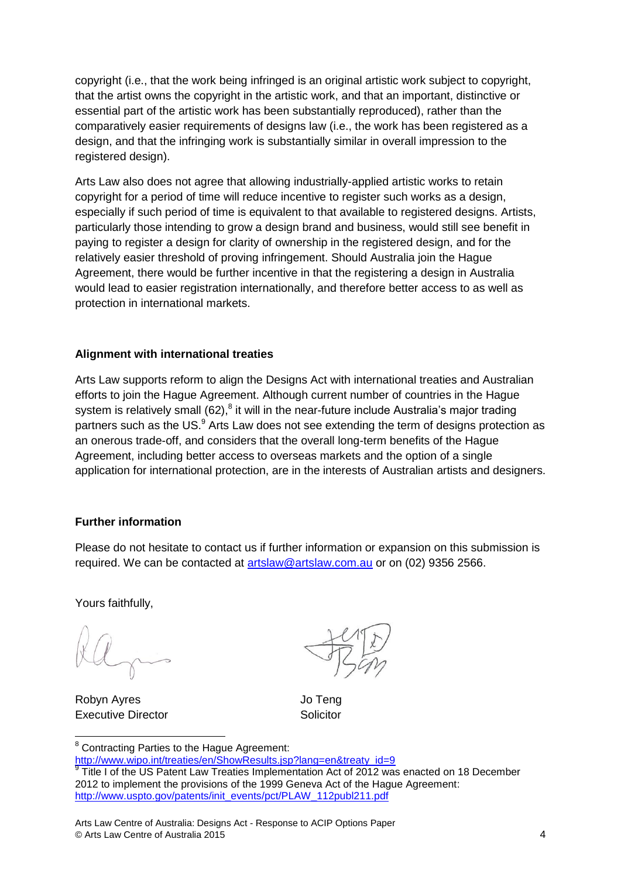copyright (i.e., that the work being infringed is an original artistic work subject to copyright, that the artist owns the copyright in the artistic work, and that an important, distinctive or essential part of the artistic work has been substantially reproduced), rather than the comparatively easier requirements of designs law (i.e., the work has been registered as a design, and that the infringing work is substantially similar in overall impression to the registered design).

Arts Law also does not agree that allowing industrially-applied artistic works to retain copyright for a period of time will reduce incentive to register such works as a design, especially if such period of time is equivalent to that available to registered designs. Artists, particularly those intending to grow a design brand and business, would still see benefit in paying to register a design for clarity of ownership in the registered design, and for the relatively easier threshold of proving infringement. Should Australia join the Hague Agreement, there would be further incentive in that the registering a design in Australia would lead to easier registration internationally, and therefore better access to as well as protection in international markets.

**Alignment with international treaties**

Arts Law supports reform to align the Designs Act with international treaties and Australian efforts to join the Hague Agreement. Although current number of countries in the Hague system is relatively small (62),[8] it will in the near-future include Australia's major trading partners such as the US.[9] Arts Law does not see extending the term of designs protection as an onerous trade-off, and considers that the overall long-term benefits of the Hague Agreement, including better access to overseas markets and the option of a single application for international protection, are in the interests of Australian artists and designers.

**Further information**

Please do not hesitate to contact us if further information or expansion on this submission is required. We can be contacted at artslaw@artslaw.com.au or on (02) 9356 2566.

Yours faithfully,

Robyn Ayres
Executive Director

Jo Teng
Solicitor

[8] Contracting Parties to the Hague Agreement: http://www.wipo.int/treaties/en/ShowResults.jsp?lang=en&treaty_id=9

[9] Title I of the US Patent Law Treaties Implementation Act of 2012 was enacted on 18 December 2012 to implement the provisions of the 1999 Geneva Act of the Hague Agreement: http://www.uspto.gov/patents/init_events/pct/PLAW_112publ211.pdf